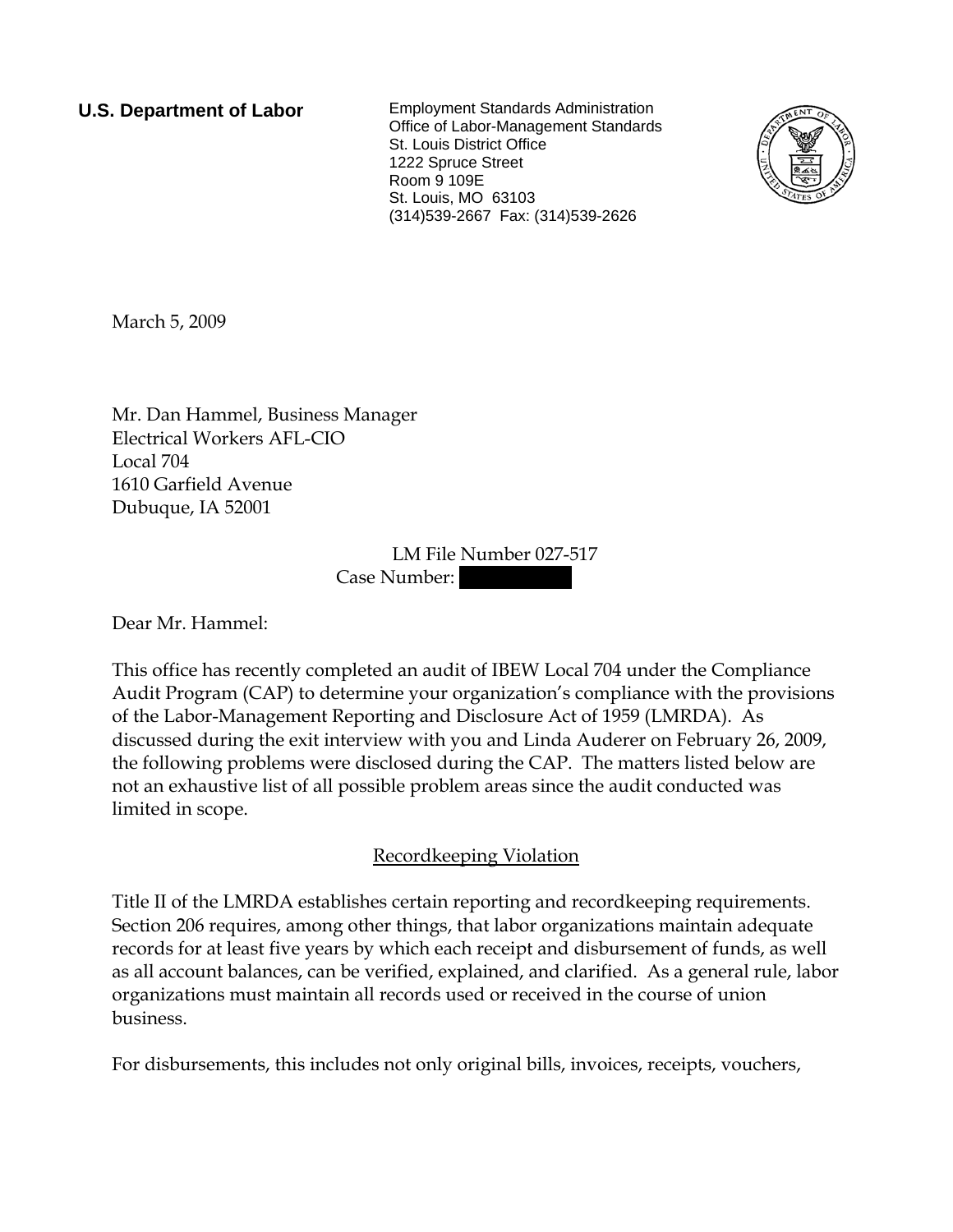**U.S. Department of Labor**

Employment Standards Administration
Office of Labor-Management Standards
St. Louis District Office
1222 Spruce Street
Room 9 109E
St. Louis, MO 63103
(314)539-2667 Fax: (314)539-2626

March 5, 2009

Mr. Dan Hammel, Business Manager
Electrical Workers AFL-CIO
Local 704
1610 Garfield Avenue
Dubuque, IA 52001

LM File Number 027-517
Case Number:

Dear Mr. Hammel:

This office has recently completed an audit of IBEW Local 704 under the Compliance Audit Program (CAP) to determine your organization's compliance with the provisions of the Labor-Management Reporting and Disclosure Act of 1959 (LMRDA). As discussed during the exit interview with you and Linda Auderer on February 26, 2009, the following problems were disclosed during the CAP. The matters listed below are not an exhaustive list of all possible problem areas since the audit conducted was limited in scope.

## Recordkeeping Violation

Title II of the LMRDA establishes certain reporting and recordkeeping requirements. Section 206 requires, among other things, that labor organizations maintain adequate records for at least five years by which each receipt and disbursement of funds, as well as all account balances, can be verified, explained, and clarified. As a general rule, labor organizations must maintain all records used or received in the course of union business.

For disbursements, this includes not only original bills, invoices, receipts, vouchers,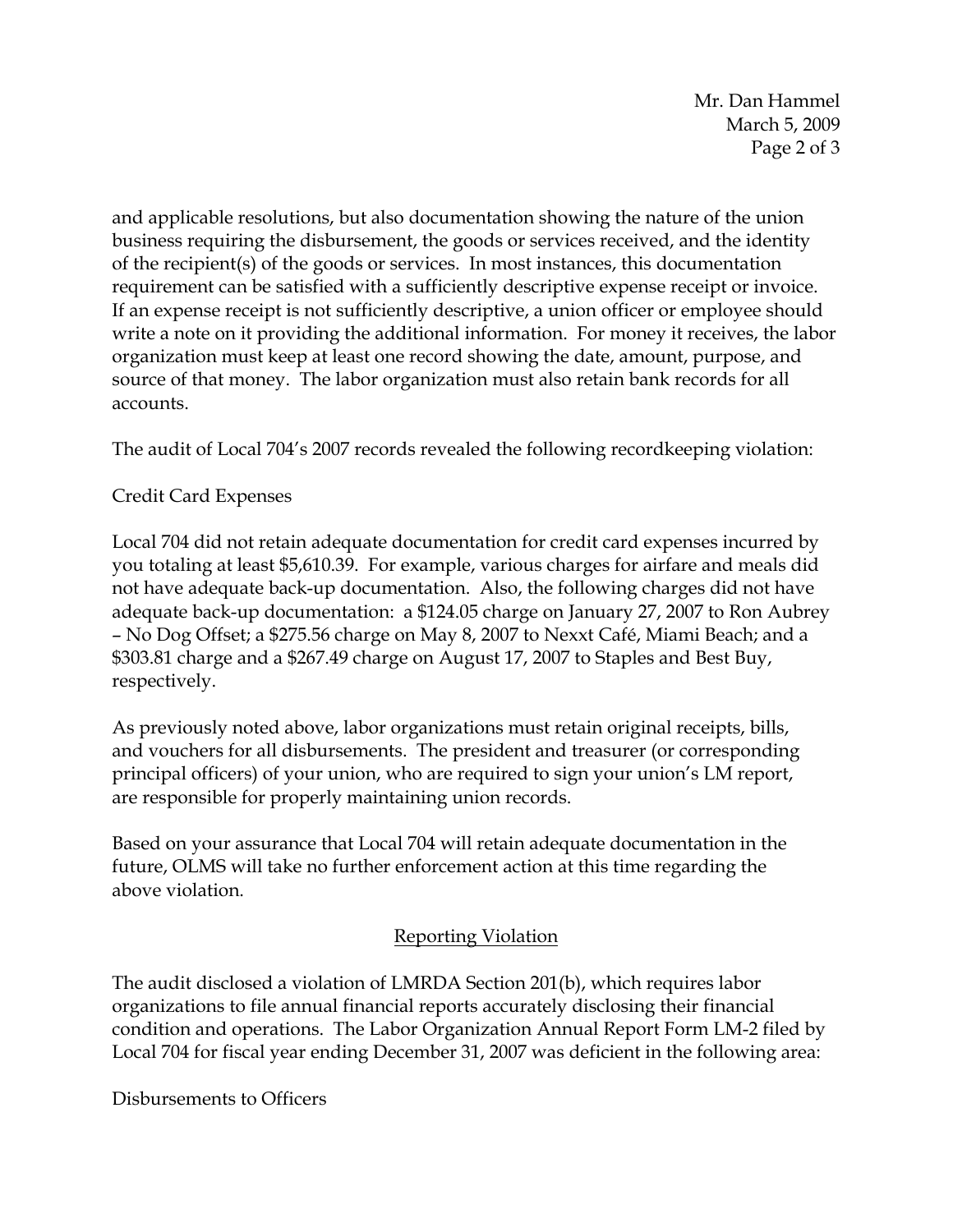and applicable resolutions, but also documentation showing the nature of the union business requiring the disbursement, the goods or services received, and the identity of the recipient(s) of the goods or services. In most instances, this documentation requirement can be satisfied with a sufficiently descriptive expense receipt or invoice. If an expense receipt is not sufficiently descriptive, a union officer or employee should write a note on it providing the additional information. For money it receives, the labor organization must keep at least one record showing the date, amount, purpose, and source of that money. The labor organization must also retain bank records for all accounts.

The audit of Local 704's 2007 records revealed the following recordkeeping violation:

Credit Card Expenses

Local 704 did not retain adequate documentation for credit card expenses incurred by you totaling at least $5,610.39. For example, various charges for airfare and meals did not have adequate back-up documentation. Also, the following charges did not have adequate back-up documentation: a $124.05 charge on January 27, 2007 to Ron Aubrey – No Dog Offset; a $275.56 charge on May 8, 2007 to Nexxt Café, Miami Beach; and a $303.81 charge and a $267.49 charge on August 17, 2007 to Staples and Best Buy, respectively.

As previously noted above, labor organizations must retain original receipts, bills, and vouchers for all disbursements. The president and treasurer (or corresponding principal officers) of your union, who are required to sign your union's LM report, are responsible for properly maintaining union records.

Based on your assurance that Local 704 will retain adequate documentation in the future, OLMS will take no further enforcement action at this time regarding the above violation.

## Reporting Violation

The audit disclosed a violation of LMRDA Section 201(b), which requires labor organizations to file annual financial reports accurately disclosing their financial condition and operations. The Labor Organization Annual Report Form LM-2 filed by Local 704 for fiscal year ending December 31, 2007 was deficient in the following area:

Disbursements to Officers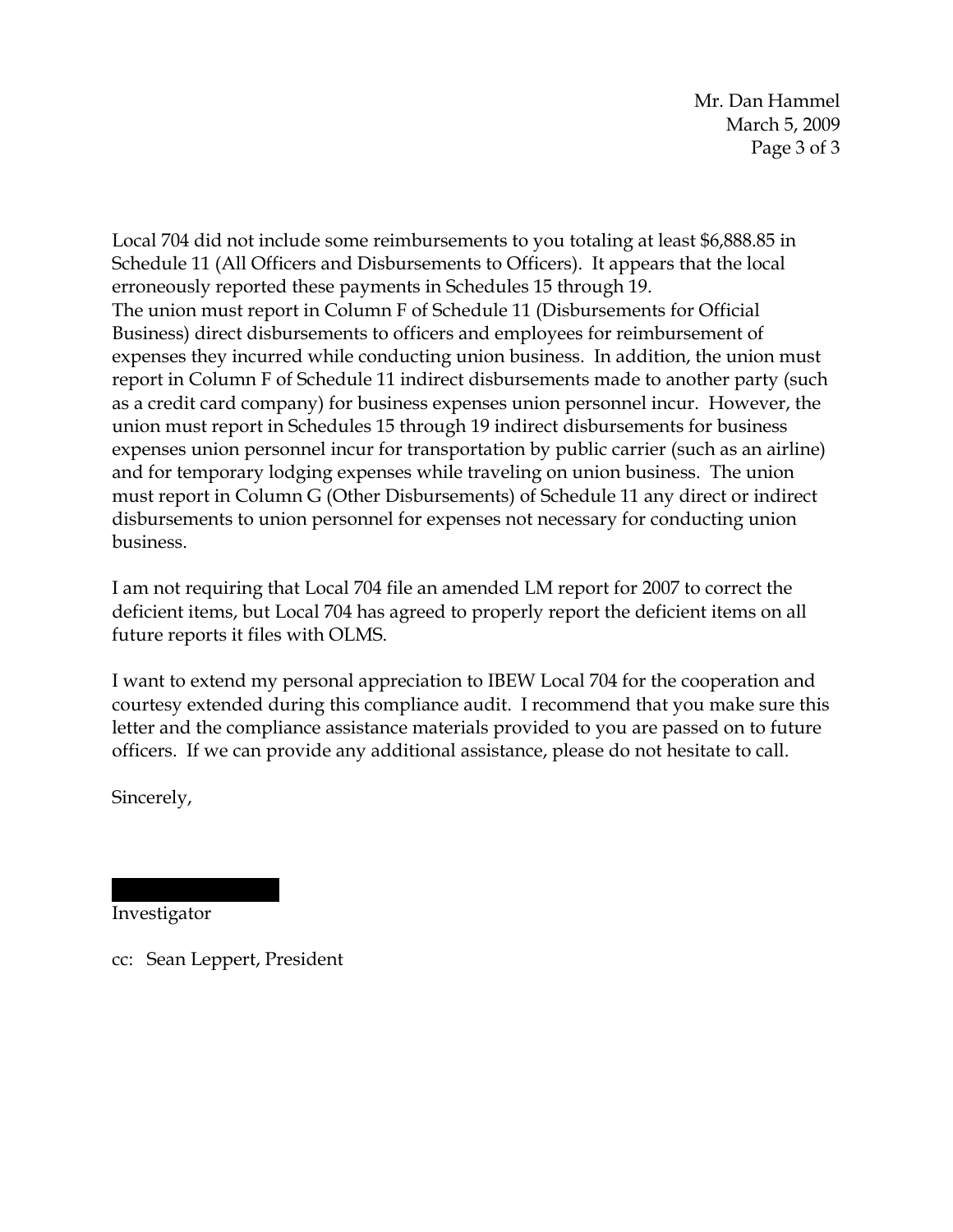Local 704 did not include some reimbursements to you totaling at least $6,888.85 in Schedule 11 (All Officers and Disbursements to Officers). It appears that the local erroneously reported these payments in Schedules 15 through 19.
The union must report in Column F of Schedule 11 (Disbursements for Official Business) direct disbursements to officers and employees for reimbursement of expenses they incurred while conducting union business. In addition, the union must report in Column F of Schedule 11 indirect disbursements made to another party (such as a credit card company) for business expenses union personnel incur. However, the union must report in Schedules 15 through 19 indirect disbursements for business expenses union personnel incur for transportation by public carrier (such as an airline) and for temporary lodging expenses while traveling on union business. The union must report in Column G (Other Disbursements) of Schedule 11 any direct or indirect disbursements to union personnel for expenses not necessary for conducting union business.

I am not requiring that Local 704 file an amended LM report for 2007 to correct the deficient items, but Local 704 has agreed to properly report the deficient items on all future reports it files with OLMS.

I want to extend my personal appreciation to IBEW Local 704 for the cooperation and courtesy extended during this compliance audit. I recommend that you make sure this letter and the compliance assistance materials provided to you are passed on to future officers. If we can provide any additional assistance, please do not hesitate to call.

Sincerely,

Investigator

cc: Sean Leppert, President